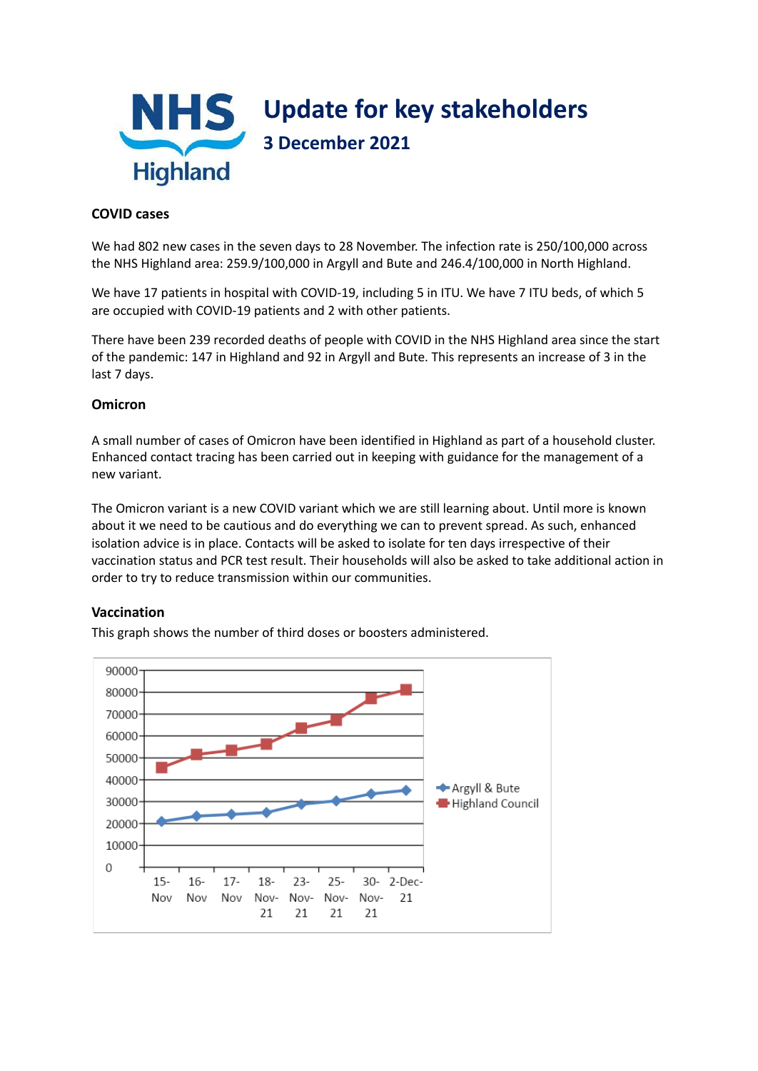# Update for key stakeholders

## 3 December 2021

### COVID cases

We had 802 new cases in the seven days to 28 November. The infection rate is 250/100,000 across the NHS Highland area: 259.9/100,000 in Argyll and Bute and 246.4/100,000 in North Highland.

We have 17 patients in hospital with COVID-19, including 5 in ITU. We have 7 ITU beds, of which 5 are occupied with COVID-19 patients and 2 with other patients.

There have been 239 recorded deaths of people with COVID in the NHS Highland area since the start of the pandemic: 147 in Highland and 92 in Argyll and Bute. This represents an increase of 3 in the last 7 days.

### Omicron

A small number of cases of Omicron have been identified in Highland as part of a household cluster. Enhanced contact tracing has been carried out in keeping with guidance for the management of a new variant.

The Omicron variant is a new COVID variant which we are still learning about. Until more is known about it we need to be cautious and do everything we can to prevent spread. As such, enhanced isolation advice is in place. Contacts will be asked to isolate for ten days irrespective of their vaccination status and PCR test result. Their households will also be asked to take additional action in order to try to reduce transmission within our communities.

### Vaccination

This graph shows the number of third doses or boosters administered.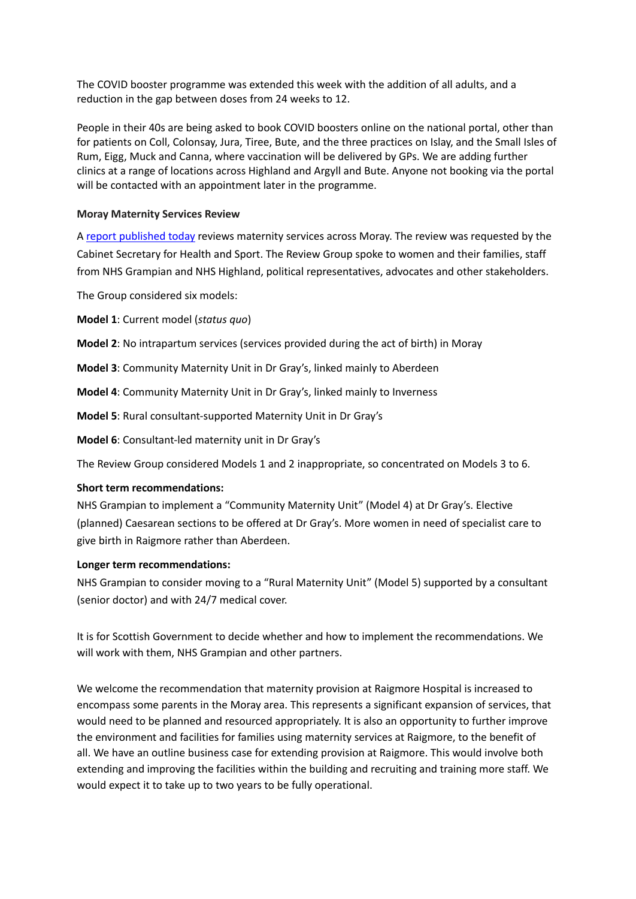The COVID booster programme was extended this week with the addition of all adults, and a reduction in the gap between doses from 24 weeks to 12.

People in their 40s are being asked to book COVID boosters online on the national portal, other than for patients on Coll, Colonsay, Jura, Tiree, Bute, and the three practices on Islay, and the Small Isles of Rum, Eigg, Muck and Canna, where vaccination will be delivered by GPs. We are adding further clinics at a range of locations across Highland and Argyll and Bute. Anyone not booking via the portal will be contacted with an appointment later in the programme.

**Moray Maternity Services Review**

A report published today reviews maternity services across Moray. The review was requested by the Cabinet Secretary for Health and Sport. The Review Group spoke to women and their families, staff from NHS Grampian and NHS Highland, political representatives, advocates and other stakeholders.

The Group considered six models:

**Model 1**: Current model (*status quo*)

**Model 2**: No intrapartum services (services provided during the act of birth) in Moray

**Model 3**: Community Maternity Unit in Dr Gray's, linked mainly to Aberdeen

**Model 4**: Community Maternity Unit in Dr Gray's, linked mainly to Inverness

**Model 5**: Rural consultant-supported Maternity Unit in Dr Gray's

**Model 6**: Consultant-led maternity unit in Dr Gray's

The Review Group considered Models 1 and 2 inappropriate, so concentrated on Models 3 to 6.

**Short term recommendations:**

NHS Grampian to implement a "Community Maternity Unit" (Model 4) at Dr Gray's. Elective (planned) Caesarean sections to be offered at Dr Gray's. More women in need of specialist care to give birth in Raigmore rather than Aberdeen.

**Longer term recommendations:**

NHS Grampian to consider moving to a "Rural Maternity Unit" (Model 5) supported by a consultant (senior doctor) and with 24/7 medical cover.

It is for Scottish Government to decide whether and how to implement the recommendations. We will work with them, NHS Grampian and other partners.

We welcome the recommendation that maternity provision at Raigmore Hospital is increased to encompass some parents in the Moray area. This represents a significant expansion of services, that would need to be planned and resourced appropriately. It is also an opportunity to further improve the environment and facilities for families using maternity services at Raigmore, to the benefit of all. We have an outline business case for extending provision at Raigmore. This would involve both extending and improving the facilities within the building and recruiting and training more staff. We would expect it to take up to two years to be fully operational.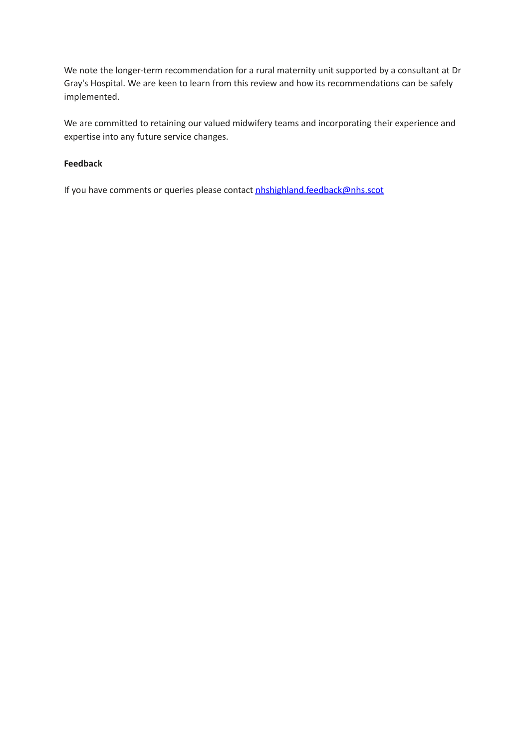We note the longer-term recommendation for a rural maternity unit supported by a consultant at Dr Gray's Hospital. We are keen to learn from this review and how its recommendations can be safely implemented.

We are committed to retaining our valued midwifery teams and incorporating their experience and expertise into any future service changes.

**Feedback**

If you have comments or queries please contact [nhshighland.feedback@nhs.scot](mailto:nhshighland.feedback@nhs.scot)